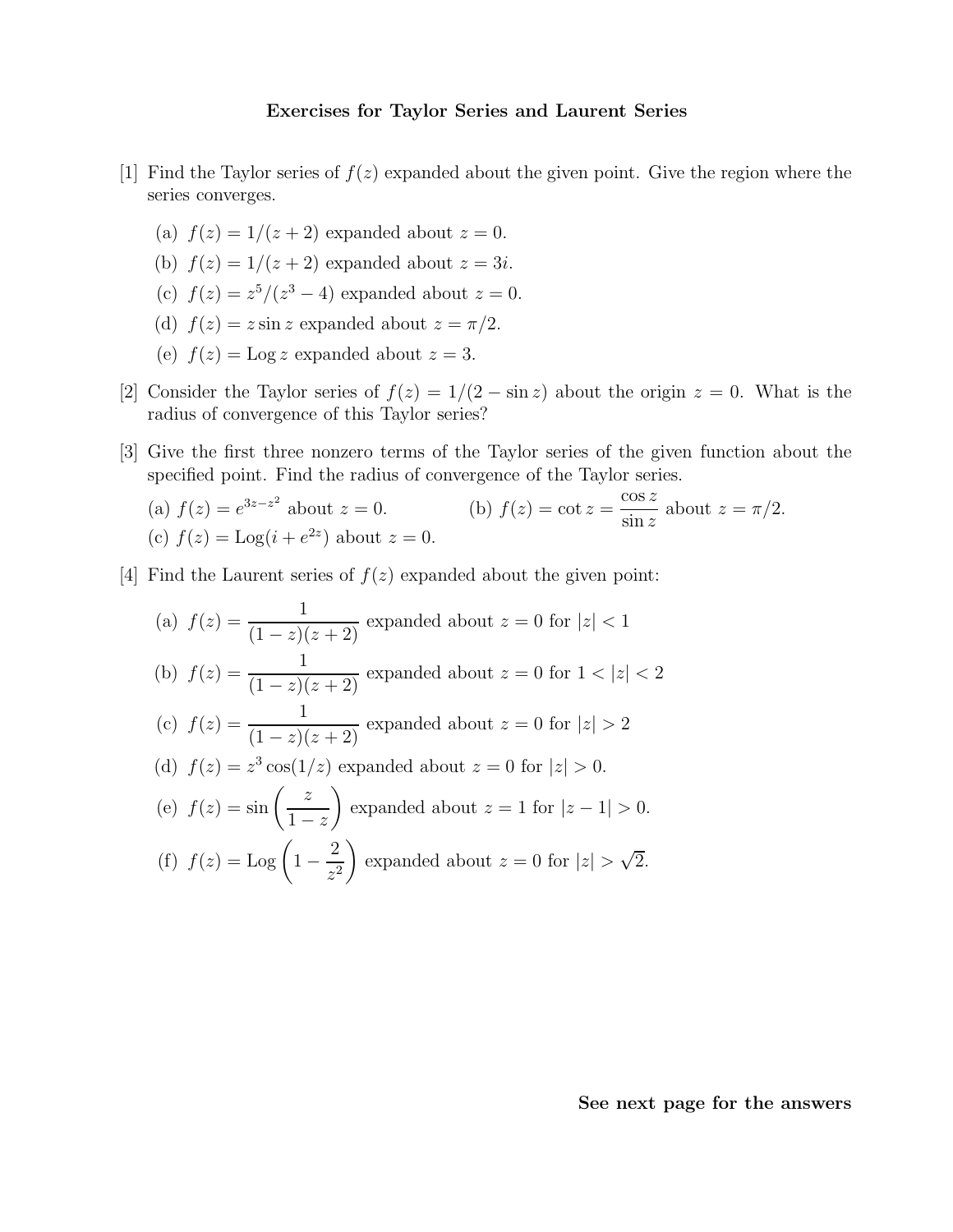# Exercises for Taylor Series and Laurent Series

[1] Find the Taylor series of $f(z)$ expanded about the given point. Give the region where the series converges.

(a) $f(z) = 1/(z+2)$ expanded about $z = 0$.

(b) $f(z) = 1/(z+2)$ expanded about $z = 3i$.

(c) $f(z) = z^5/(z^3 - 4)$ expanded about $z = 0$.

(d) $f(z) = z \sin z$ expanded about $z = \pi/2$.

(e) $f(z) = \operatorname{Log} z$ expanded about $z = 3$.

[2] Consider the Taylor series of $f(z) = 1/(2 - \sin z)$ about the origin $z = 0$. What is the radius of convergence of this Taylor series?

[3] Give the first three nonzero terms of the Taylor series of the given function about the specified point. Find the radius of convergence of the Taylor series.

(a) $f(z) = e^{3z - z^2}$ about $z = 0$.

(b) $f(z) = \cot z = \dfrac{\cos z}{\sin z}$ about $z = \pi/2$.

(c) $f(z) = \operatorname{Log}(i + e^{2z})$ about $z = 0$.

[4] Find the Laurent series of $f(z)$ expanded about the given point:

(a) $f(z) = \dfrac{1}{(1-z)(z+2)}$ expanded about $z = 0$ for $|z| < 1$

(b) $f(z) = \dfrac{1}{(1-z)(z+2)}$ expanded about $z = 0$ for $1 < |z| < 2$

(c) $f(z) = \dfrac{1}{(1-z)(z+2)}$ expanded about $z = 0$ for $|z| > 2$

(d) $f(z) = z^3 \cos(1/z)$ expanded about $z = 0$ for $|z| > 0$.

(e) $f(z) = \sin\left(\dfrac{z}{1-z}\right)$ expanded about $z = 1$ for $|z - 1| > 0$.

(f) $f(z) = \operatorname{Log}\left(1 - \dfrac{2}{z^2}\right)$ expanded about $z = 0$ for $|z| > \sqrt{2}$.

**See next page for the answers**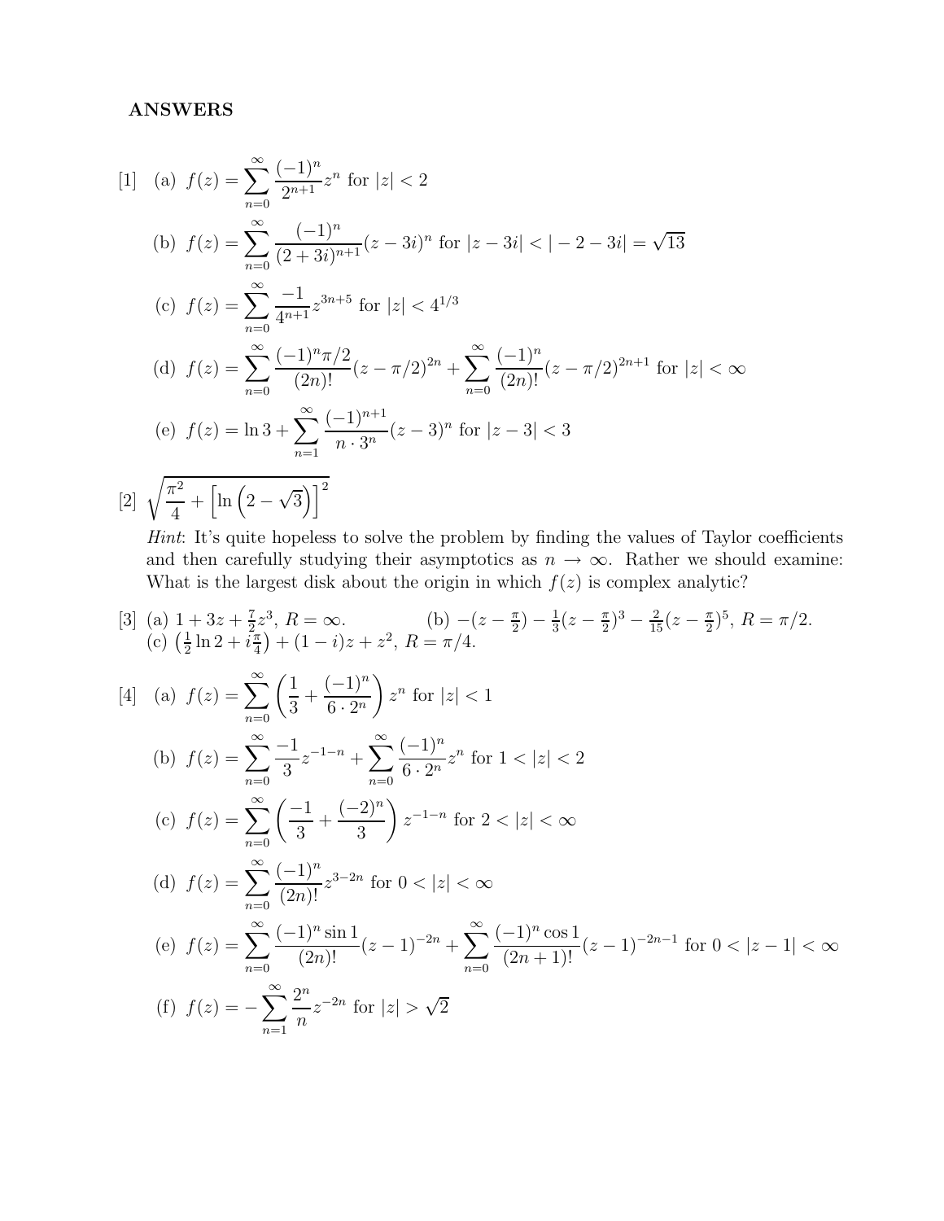**ANSWERS**

[1] (a) $f(z) = \sum_{n=0}^{\infty} \frac{(-1)^n}{2^{n+1}} z^n$ for $|z| < 2$

(b) $f(z) = \sum_{n=0}^{\infty} \frac{(-1)^n}{(2+3i)^{n+1}} (z-3i)^n$ for $|z-3i| < |-2-3i| = \sqrt{13}$

(c) $f(z) = \sum_{n=0}^{\infty} \frac{-1}{4^{n+1}} z^{3n+5}$ for $|z| < 4^{1/3}$

(d) $f(z) = \sum_{n=0}^{\infty} \frac{(-1)^n \pi/2}{(2n)!}(z-\pi/2)^{2n} + \sum_{n=0}^{\infty} \frac{(-1)^n}{(2n)!}(z-\pi/2)^{2n+1}$ for $|z| < \infty$

(e) $f(z) = \ln 3 + \sum_{n=1}^{\infty} \frac{(-1)^{n+1}}{n \cdot 3^n}(z-3)^n$ for $|z-3| < 3$

[2] $\sqrt{\frac{\pi^2}{4} + \left[\ln\left(2-\sqrt{3}\right)\right]^2}$

*Hint*: It's quite hopeless to solve the problem by finding the values of Taylor coefficients and then carefully studying their asymptotics as $n \to \infty$. Rather we should examine: What is the largest disk about the origin in which $f(z)$ is complex analytic?

[3] (a) $1 + 3z + \frac{7}{2}z^3$, $R = \infty$. (b) $-(z-\frac{\pi}{2}) - \frac{1}{3}(z-\frac{\pi}{2})^3 - \frac{2}{15}(z-\frac{\pi}{2})^5$, $R = \pi/2$.
(c) $\left(\frac{1}{2}\ln 2 + i\frac{\pi}{4}\right) + (1-i)z + z^2$, $R = \pi/4$.

[4] (a) $f(z) = \sum_{n=0}^{\infty} \left(\frac{1}{3} + \frac{(-1)^n}{6 \cdot 2^n}\right) z^n$ for $|z| < 1$

(b) $f(z) = \sum_{n=0}^{\infty} \frac{-1}{3} z^{-1-n} + \sum_{n=0}^{\infty} \frac{(-1)^n}{6 \cdot 2^n} z^n$ for $1 < |z| < 2$

(c) $f(z) = \sum_{n=0}^{\infty} \left(\frac{-1}{3} + \frac{(-2)^n}{3}\right) z^{-1-n}$ for $2 < |z| < \infty$

(d) $f(z) = \sum_{n=0}^{\infty} \frac{(-1)^n}{(2n)!} z^{3-2n}$ for $0 < |z| < \infty$

(e) $f(z) = \sum_{n=0}^{\infty} \frac{(-1)^n \sin 1}{(2n)!}(z-1)^{-2n} + \sum_{n=0}^{\infty} \frac{(-1)^n \cos 1}{(2n+1)!}(z-1)^{-2n-1}$ for $0 < |z-1| < \infty$

(f) $f(z) = -\sum_{n=1}^{\infty} \frac{2^n}{n} z^{-2n}$ for $|z| > \sqrt{2}$